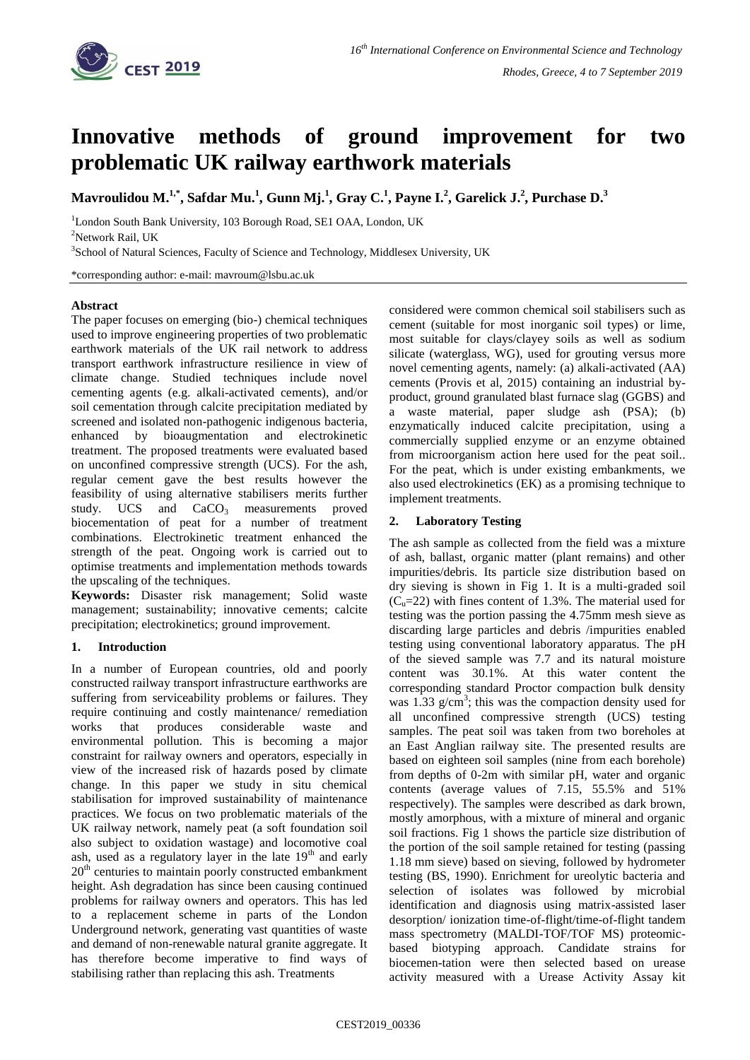# Innovative methods of ground improvement for two problematic UK railway earthwork materials

**Mavroulidou M.[1,*], Safdar Mu.[1], Gunn Mj.[1], Gray C.[1], Payne I.[2], Garelick J.[2], Purchase D.[3]**

[1]London South Bank University, 103 Borough Road, SE1 OAA, London, UK

[2]Network Rail, UK

[3]School of Natural Sciences, Faculty of Science and Technology, Middlesex University, UK

*corresponding author: e-mail: mavroum@lsbu.ac.uk

### Abstract

The paper focuses on emerging (bio-) chemical techniques used to improve engineering properties of two problematic earthwork materials of the UK rail network to address transport earthwork infrastructure resilience in view of climate change. Studied techniques include novel cementing agents (e.g. alkali-activated cements), and/or soil cementation through calcite precipitation mediated by screened and isolated non-pathogenic indigenous bacteria, enhanced by bioaugmentation and electrokinetic treatment. The proposed treatments were evaluated based on unconfined compressive strength (UCS). For the ash, regular cement gave the best results however the feasibility of using alternative stabilisers merits further study. UCS and $CaCO_3$ measurements proved biocementation of peat for a number of treatment combinations. Electrokinetic treatment enhanced the strength of the peat. Ongoing work is carried out to optimise treatments and implementation methods towards the upscaling of the techniques.

**Keywords:** Disaster risk management; Solid waste management; sustainability; innovative cements; calcite precipitation; electrokinetics; ground improvement.

## 1. Introduction

In a number of European countries, old and poorly constructed railway transport infrastructure earthworks are suffering from serviceability problems or failures. They require continuing and costly maintenance/ remediation works that produces considerable waste and environmental pollution. This is becoming a major constraint for railway owners and operators, especially in view of the increased risk of hazards posed by climate change. In this paper we study in situ chemical stabilisation for improved sustainability of maintenance practices. We focus on two problematic materials of the UK railway network, namely peat (a soft foundation soil also subject to oxidation wastage) and locomotive coal ash, used as a regulatory layer in the late $19^{th}$ and early $20^{th}$ centuries to maintain poorly constructed embankment height. Ash degradation has since been causing continued problems for railway owners and operators. This has led to a replacement scheme in parts of the London Underground network, generating vast quantities of waste and demand of non-renewable natural granite aggregate. It has therefore become imperative to find ways of stabilising rather than replacing this ash. Treatments considered were common chemical soil stabilisers such as cement (suitable for most inorganic soil types) or lime, most suitable for clays/clayey soils as well as sodium silicate (waterglass, WG), used for grouting versus more novel cementing agents, namely: (a) alkali-activated (AA) cements (Provis et al, 2015) containing an industrial by-product, ground granulated blast furnace slag (GGBS) and a waste material, paper sludge ash (PSA); (b) enzymatically induced calcite precipitation, using a commercially supplied enzyme or an enzyme obtained from microorganism action here used for the peat soil.. For the peat, which is under existing embankments, we also used electrokinetics (EK) as a promising technique to implement treatments.

## 2. Laboratory Testing

The ash sample as collected from the field was a mixture of ash, ballast, organic matter (plant remains) and other impurities/debris. Its particle size distribution based on dry sieving is shown in Fig 1. It is a multi-graded soil ($C_u$=22) with fines content of 1.3%. The material used for testing was the portion passing the 4.75mm mesh sieve as discarding large particles and debris /impurities enabled testing using conventional laboratory apparatus. The pH of the sieved sample was 7.7 and its natural moisture content was 30.1%. At this water content the corresponding standard Proctor compaction bulk density was 1.33 $g/cm^3$; this was the compaction density used for all unconfined compressive strength (UCS) testing samples. The peat soil was taken from two boreholes at an East Anglian railway site. The presented results are based on eighteen soil samples (nine from each borehole) from depths of 0-2m with similar pH, water and organic contents (average values of 7.15, 55.5% and 51% respectively). The samples were described as dark brown, mostly amorphous, with a mixture of mineral and organic soil fractions. Fig 1 shows the particle size distribution of the portion of the soil sample retained for testing (passing 1.18 mm sieve) based on sieving, followed by hydrometer testing (BS, 1990). Enrichment for ureolytic bacteria and selection of isolates was followed by microbial identification and diagnosis using matrix-assisted laser desorption/ ionization time-of-flight/time-of-flight tandem mass spectrometry (MALDI-TOF/TOF MS) proteomic-based biotyping approach. Candidate strains for biocemen-tation were then selected based on urease activity measured with a Urease Activity Assay kit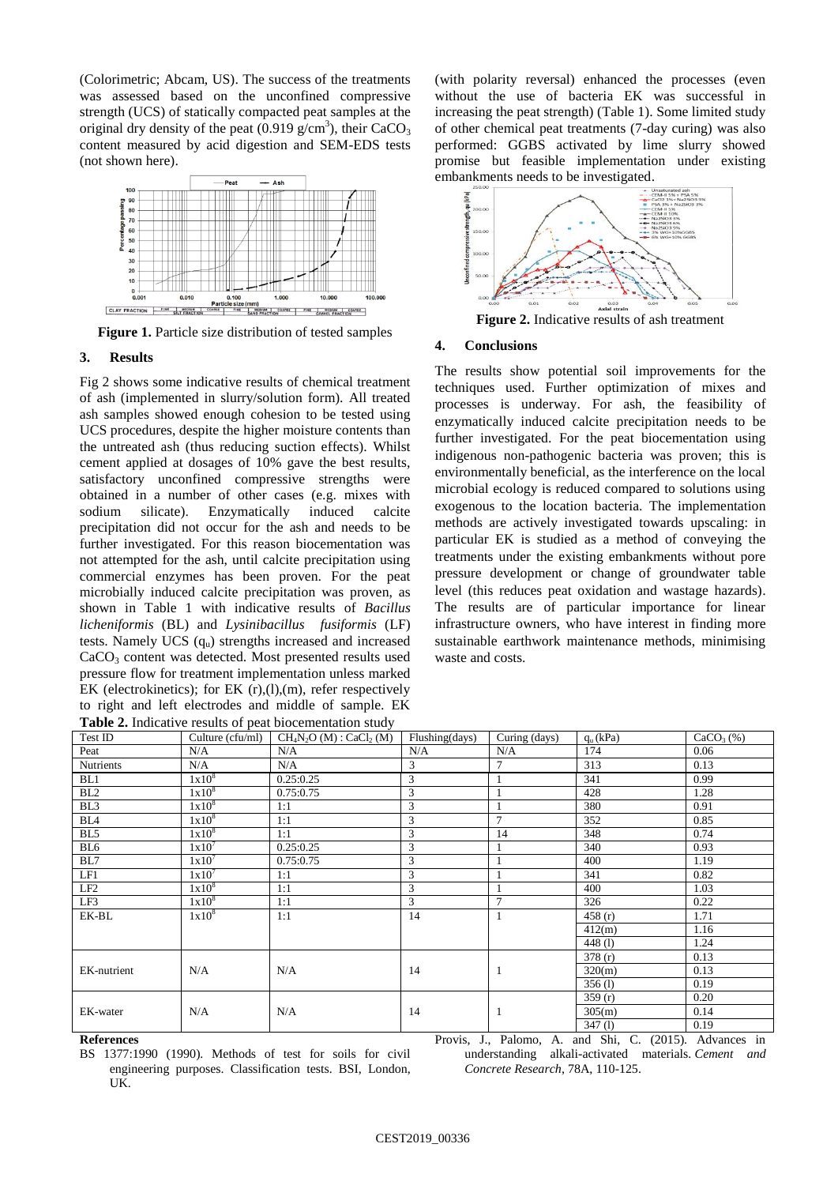(Colorimetric; Abcam, US). The success of the treatments was assessed based on the unconfined compressive strength (UCS) of statically compacted peat samples at the original dry density of the peat (0.919 g/cm$^3$), their $CaCO_3$ content measured by acid digestion and SEM-EDS tests (not shown here).

Peat — Ash

Percentage passing

100
90
80
70
60
50
40
30
20
10
0

0.001 0.010 0.100 1.000 10.000 100.000

Particle size (mm)

CLAY FRACTION | FINE MEDIUM COARSE SILT FRACTION | FINE MEDIUM COARSE SAND FRACTION | FINE MEDIUM COARSE GRAVEL FRACTION

**Figure 1.** Particle size distribution of tested samples

## 3. Results

Fig 2 shows some indicative results of chemical treatment of ash (implemented in slurry/solution form). All treated ash samples showed enough cohesion to be tested using UCS procedures, despite the higher moisture contents than the untreated ash (thus reducing suction effects). Whilst cement applied at dosages of 10% gave the best results, satisfactory unconfined compressive strengths were obtained in a number of other cases (e.g. mixes with sodium silicate). Enzymatically induced calcite precipitation did not occur for the ash and needs to be further investigated. For this reason biocementation was not attempted for the ash, until calcite precipitation using commercial enzymes has been proven. For the peat microbially induced calcite precipitation was proven, as shown in Table 1 with indicative results of *Bacillus licheniformis* (BL) and *Lysinibacillus fusiformis* (LF) tests. Namely UCS ($q_u$) strengths increased and increased $CaCO_3$ content was detected. Most presented results used pressure flow for treatment implementation unless marked EK (electrokinetics); for EK (r),(l),(m), refer respectively to right and left electrodes and middle of sample. EK (with polarity reversal) enhanced the processes (even without the use of bacteria EK was successful in increasing the peat strength) (Table 1). Some limited study of other chemical peat treatments (7-day curing) was also performed: GGBS activated by lime slurry showed promise but feasible implementation under existing embankments needs to be investigated.

Unconfined compressive strength, qu (kPa)

250.00
200.00
150.00
100.00
50.00
0.00

0.00 0.01 0.02 0.03 0.04 0.05 0.06

Axial strain

Unsaturated ash
CEM-II 5% + PSA 5%
CaO2 3% + Na2SiO3 3%
PSA 3% + Na2SiO3 3%
CEM-II 5%
CEM-II 10%
Na2SiO3 3%
Na2SiO3 6%
Na2SiO3 9%
3% WG+10%GGBS
6% WG+10% GGBS

**Figure 2.** Indicative results of ash treatment

## 4. Conclusions

The results show potential soil improvements for the techniques used. Further optimization of mixes and processes is underway. For ash, the feasibility of enzymatically induced calcite precipitation needs to be further investigated. For the peat biocementation using indigenous non-pathogenic bacteria was proven; this is environmentally beneficial, as the interference on the local microbial ecology is reduced compared to solutions using exogenous to the location bacteria. The implementation methods are actively investigated towards upscaling: in particular EK is studied as a method of conveying the treatments under the existing embankments without pore pressure development or change of groundwater table level (this reduces peat oxidation and wastage hazards). The results are of particular importance for linear infrastructure owners, who have interest in finding more sustainable earthwork maintenance methods, minimising waste and costs.

**Table 2.** Indicative results of peat biocementation study

| Test ID | Culture (cfu/ml) | $CH_4N_2O$ (M) : $CaCl_2$ (M) | Flushing(days) | Curing (days) | $q_u$ (kPa) | $CaCO_3$ (%) |
|---|---|---|---|---|---|---|
| Peat | N/A | N/A | N/A | N/A | 174 | 0.06 |
| Nutrients | N/A | N/A | 3 | 7 | 313 | 0.13 |
| BL1 | $1x10^8$ | 0.25:0.25 | 3 | 1 | 341 | 0.99 |
| BL2 | $1x10^8$ | 0.75:0.75 | 3 | 1 | 428 | 1.28 |
| BL3 | $1x10^8$ | 1:1 | 3 | 1 | 380 | 0.91 |
| BL4 | $1x10^8$ | 1:1 | 3 | 7 | 352 | 0.85 |
| BL5 | $1x10^8$ | 1:1 | 3 | 14 | 348 | 0.74 |
| BL6 | $1x10^7$ | 0.25:0.25 | 3 | 1 | 340 | 0.93 |
| BL7 | $1x10^7$ | 0.75:0.75 | 3 | 1 | 400 | 1.19 |
| LF1 | $1x10^7$ | 1:1 | 3 | 1 | 341 | 0.82 |
| LF2 | $1x10^8$ | 1:1 | 3 | 1 | 400 | 1.03 |
| LF3 | $1x10^8$ | 1:1 | 3 | 7 | 326 | 0.22 |
| EK-BL | $1x10^8$ | 1:1 | 14 | 1 | 458 (r) | 1.71 |
| | | | | | 412(m) | 1.16 |
| | | | | | 448 (l) | 1.24 |
| EK-nutrient | N/A | N/A | 14 | 1 | 378 (r) | 0.13 |
| | | | | | 320(m) | 0.13 |
| | | | | | 356 (l) | 0.19 |
| EK-water | N/A | N/A | 14 | 1 | 359 (r) | 0.20 |
| | | | | | 305(m) | 0.14 |
| | | | | | 347 (l) | 0.19 |

**References**

BS 1377:1990 (1990). Methods of test for soils for civil engineering purposes. Classification tests. BSI, London, UK.

Provis, J., Palomo, A. and Shi, C. (2015). Advances in understanding alkali-activated materials. *Cement and Concrete Research*, 78A, 110-125.